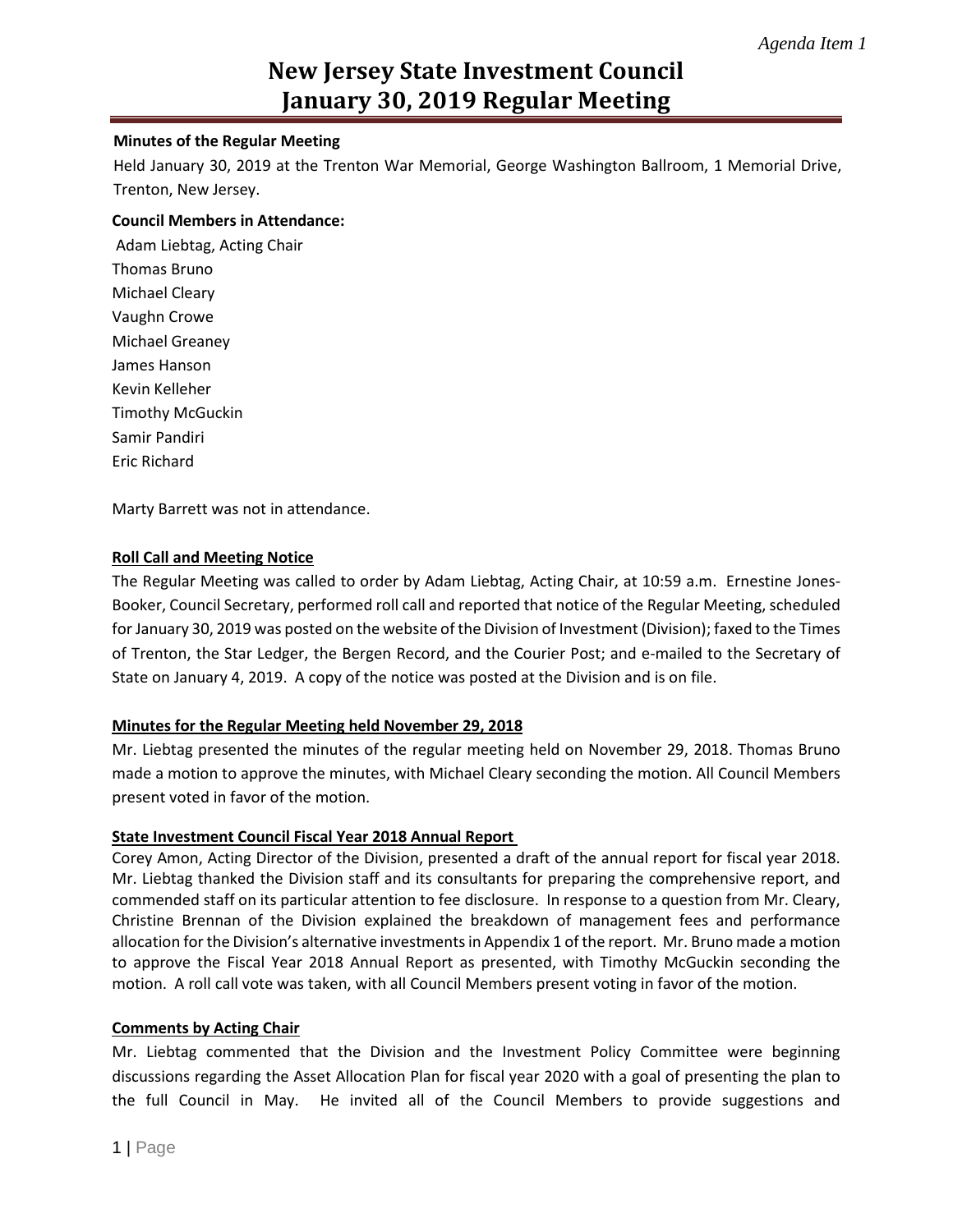*Agenda Item 1*

# New Jersey State Investment Council
# January 30, 2019 Regular Meeting

**Minutes of the Regular Meeting**

Held January 30, 2019 at the Trenton War Memorial, George Washington Ballroom, 1 Memorial Drive, Trenton, New Jersey.

**Council Members in Attendance:**

Adam Liebtag, Acting Chair
Thomas Bruno
Michael Cleary
Vaughn Crowe
Michael Greaney
James Hanson
Kevin Kelleher
Timothy McGuckin
Samir Pandiri
Eric Richard

Marty Barrett was not in attendance.

**Roll Call and Meeting Notice**

The Regular Meeting was called to order by Adam Liebtag, Acting Chair, at 10:59 a.m. Ernestine Jones-Booker, Council Secretary, performed roll call and reported that notice of the Regular Meeting, scheduled for January 30, 2019 was posted on the website of the Division of Investment (Division); faxed to the Times of Trenton, the Star Ledger, the Bergen Record, and the Courier Post; and e-mailed to the Secretary of State on January 4, 2019. A copy of the notice was posted at the Division and is on file.

**Minutes for the Regular Meeting held November 29, 2018**

Mr. Liebtag presented the minutes of the regular meeting held on November 29, 2018. Thomas Bruno made a motion to approve the minutes, with Michael Cleary seconding the motion. All Council Members present voted in favor of the motion.

**State Investment Council Fiscal Year 2018 Annual Report**

Corey Amon, Acting Director of the Division, presented a draft of the annual report for fiscal year 2018. Mr. Liebtag thanked the Division staff and its consultants for preparing the comprehensive report, and commended staff on its particular attention to fee disclosure. In response to a question from Mr. Cleary, Christine Brennan of the Division explained the breakdown of management fees and performance allocation for the Division's alternative investments in Appendix 1 of the report. Mr. Bruno made a motion to approve the Fiscal Year 2018 Annual Report as presented, with Timothy McGuckin seconding the motion. A roll call vote was taken, with all Council Members present voting in favor of the motion.

**Comments by Acting Chair**

Mr. Liebtag commented that the Division and the Investment Policy Committee were beginning discussions regarding the Asset Allocation Plan for fiscal year 2020 with a goal of presenting the plan to the full Council in May. He invited all of the Council Members to provide suggestions and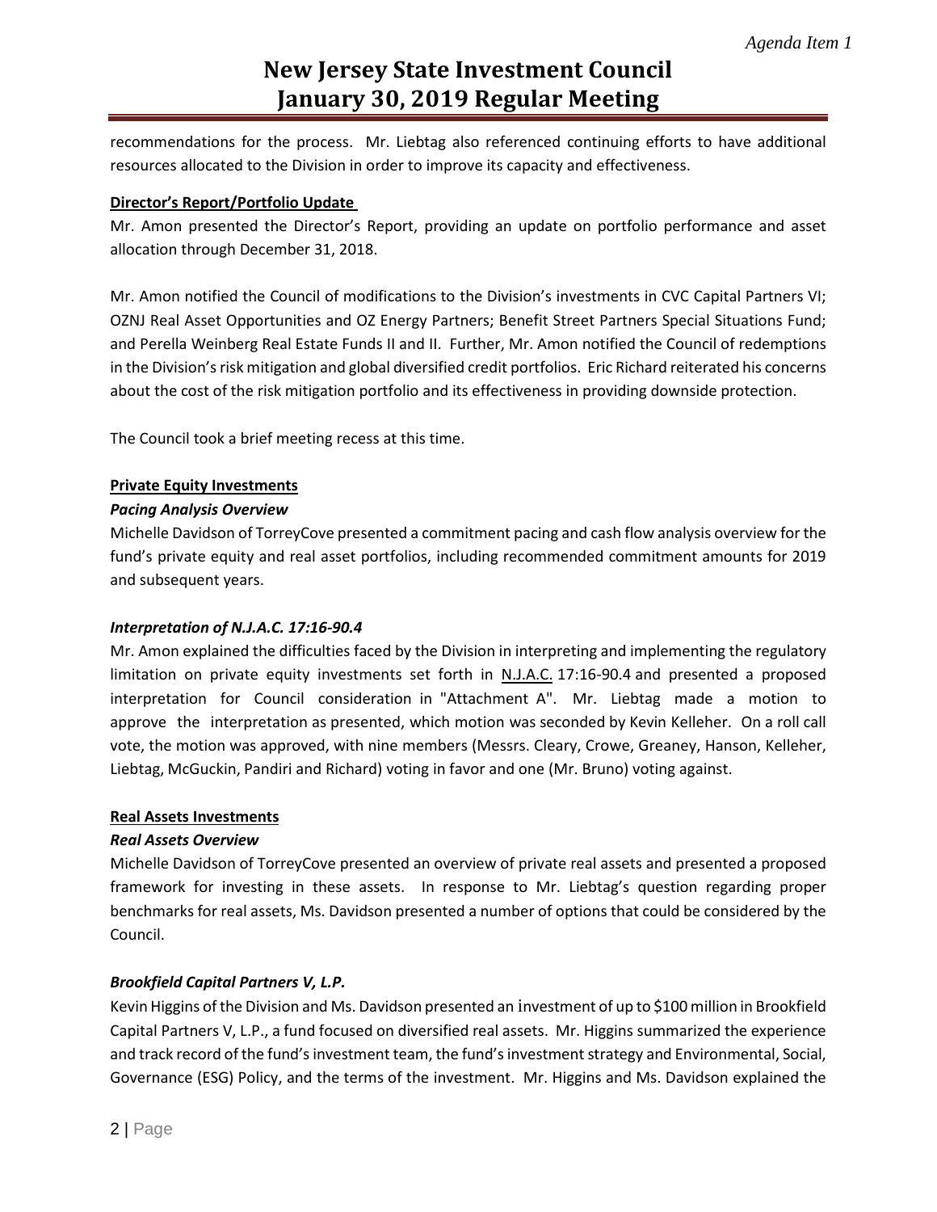recommendations for the process. Mr. Liebtag also referenced continuing efforts to have additional resources allocated to the Division in order to improve its capacity and effectiveness.

**Director's Report/Portfolio Update**

Mr. Amon presented the Director's Report, providing an update on portfolio performance and asset allocation through December 31, 2018.

Mr. Amon notified the Council of modifications to the Division's investments in CVC Capital Partners VI; OZNJ Real Asset Opportunities and OZ Energy Partners; Benefit Street Partners Special Situations Fund; and Perella Weinberg Real Estate Funds II and II. Further, Mr. Amon notified the Council of redemptions in the Division's risk mitigation and global diversified credit portfolios. Eric Richard reiterated his concerns about the cost of the risk mitigation portfolio and its effectiveness in providing downside protection.

The Council took a brief meeting recess at this time.

**Private Equity Investments**

***Pacing Analysis Overview***

Michelle Davidson of TorreyCove presented a commitment pacing and cash flow analysis overview for the fund's private equity and real asset portfolios, including recommended commitment amounts for 2019 and subsequent years.

***Interpretation of N.J.A.C. 17:16-90.4***

Mr. Amon explained the difficulties faced by the Division in interpreting and implementing the regulatory limitation on private equity investments set forth in N.J.A.C. 17:16-90.4 and presented a proposed interpretation for Council consideration in "Attachment A". Mr. Liebtag made a motion to approve the interpretation as presented, which motion was seconded by Kevin Kelleher. On a roll call vote, the motion was approved, with nine members (Messrs. Cleary, Crowe, Greaney, Hanson, Kelleher, Liebtag, McGuckin, Pandiri and Richard) voting in favor and one (Mr. Bruno) voting against.

**Real Assets Investments**

***Real Assets Overview***

Michelle Davidson of TorreyCove presented an overview of private real assets and presented a proposed framework for investing in these assets. In response to Mr. Liebtag's question regarding proper benchmarks for real assets, Ms. Davidson presented a number of options that could be considered by the Council.

***Brookfield Capital Partners V, L.P.***

Kevin Higgins of the Division and Ms. Davidson presented an investment of up to $100 million in Brookfield Capital Partners V, L.P., a fund focused on diversified real assets. Mr. Higgins summarized the experience and track record of the fund's investment team, the fund's investment strategy and Environmental, Social, Governance (ESG) Policy, and the terms of the investment. Mr. Higgins and Ms. Davidson explained the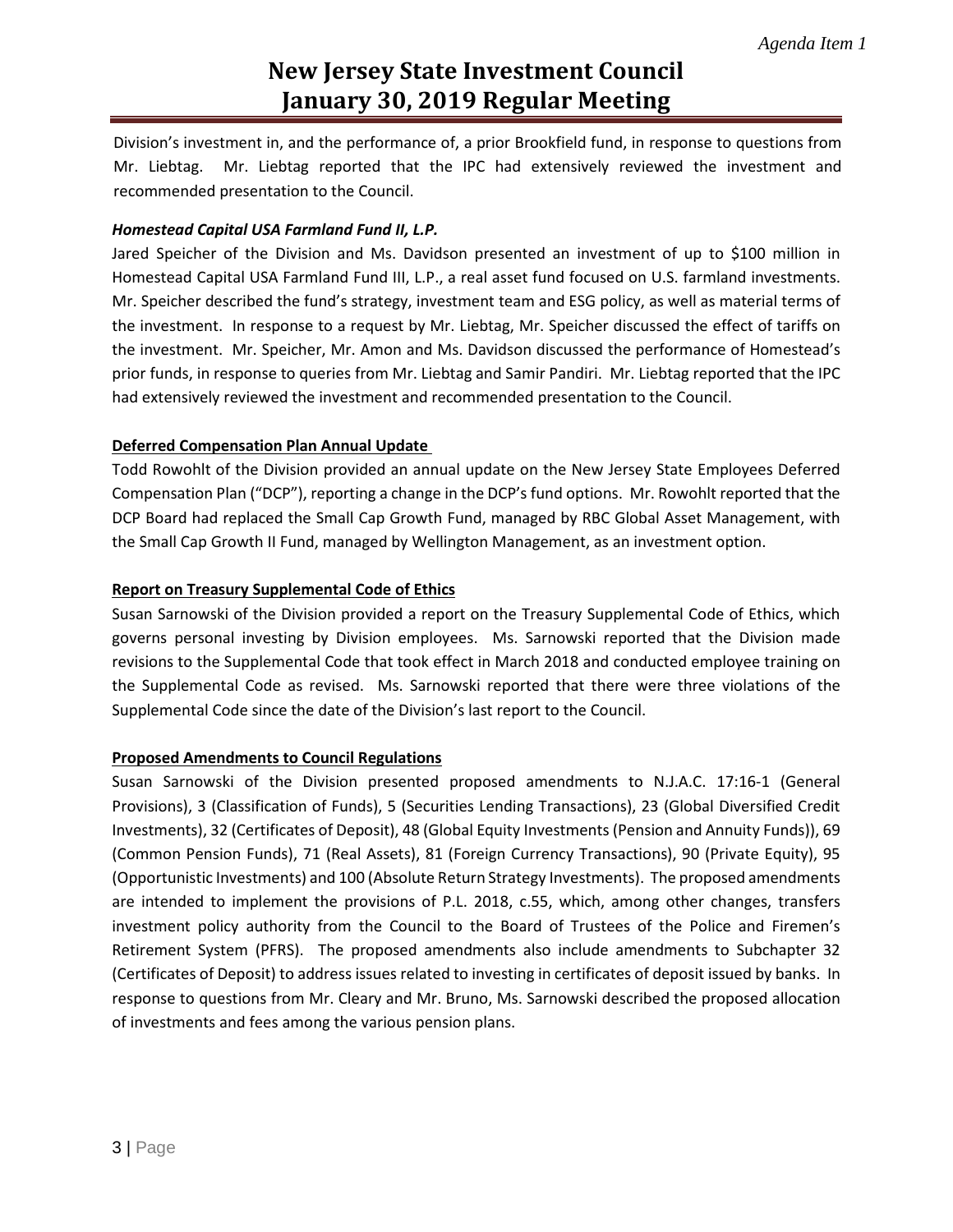Division's investment in, and the performance of, a prior Brookfield fund, in response to questions from Mr. Liebtag. Mr. Liebtag reported that the IPC had extensively reviewed the investment and recommended presentation to the Council.

***Homestead Capital USA Farmland Fund II, L.P.***

Jared Speicher of the Division and Ms. Davidson presented an investment of up to $100 million in Homestead Capital USA Farmland Fund III, L.P., a real asset fund focused on U.S. farmland investments. Mr. Speicher described the fund's strategy, investment team and ESG policy, as well as material terms of the investment. In response to a request by Mr. Liebtag, Mr. Speicher discussed the effect of tariffs on the investment. Mr. Speicher, Mr. Amon and Ms. Davidson discussed the performance of Homestead's prior funds, in response to queries from Mr. Liebtag and Samir Pandiri. Mr. Liebtag reported that the IPC had extensively reviewed the investment and recommended presentation to the Council.

**Deferred Compensation Plan Annual Update**

Todd Rowohlt of the Division provided an annual update on the New Jersey State Employees Deferred Compensation Plan ("DCP"), reporting a change in the DCP's fund options. Mr. Rowohlt reported that the DCP Board had replaced the Small Cap Growth Fund, managed by RBC Global Asset Management, with the Small Cap Growth II Fund, managed by Wellington Management, as an investment option.

**Report on Treasury Supplemental Code of Ethics**

Susan Sarnowski of the Division provided a report on the Treasury Supplemental Code of Ethics, which governs personal investing by Division employees. Ms. Sarnowski reported that the Division made revisions to the Supplemental Code that took effect in March 2018 and conducted employee training on the Supplemental Code as revised. Ms. Sarnowski reported that there were three violations of the Supplemental Code since the date of the Division's last report to the Council.

**Proposed Amendments to Council Regulations**

Susan Sarnowski of the Division presented proposed amendments to N.J.A.C. 17:16-1 (General Provisions), 3 (Classification of Funds), 5 (Securities Lending Transactions), 23 (Global Diversified Credit Investments), 32 (Certificates of Deposit), 48 (Global Equity Investments (Pension and Annuity Funds)), 69 (Common Pension Funds), 71 (Real Assets), 81 (Foreign Currency Transactions), 90 (Private Equity), 95 (Opportunistic Investments) and 100 (Absolute Return Strategy Investments). The proposed amendments are intended to implement the provisions of P.L. 2018, c.55, which, among other changes, transfers investment policy authority from the Council to the Board of Trustees of the Police and Firemen's Retirement System (PFRS). The proposed amendments also include amendments to Subchapter 32 (Certificates of Deposit) to address issues related to investing in certificates of deposit issued by banks. In response to questions from Mr. Cleary and Mr. Bruno, Ms. Sarnowski described the proposed allocation of investments and fees among the various pension plans.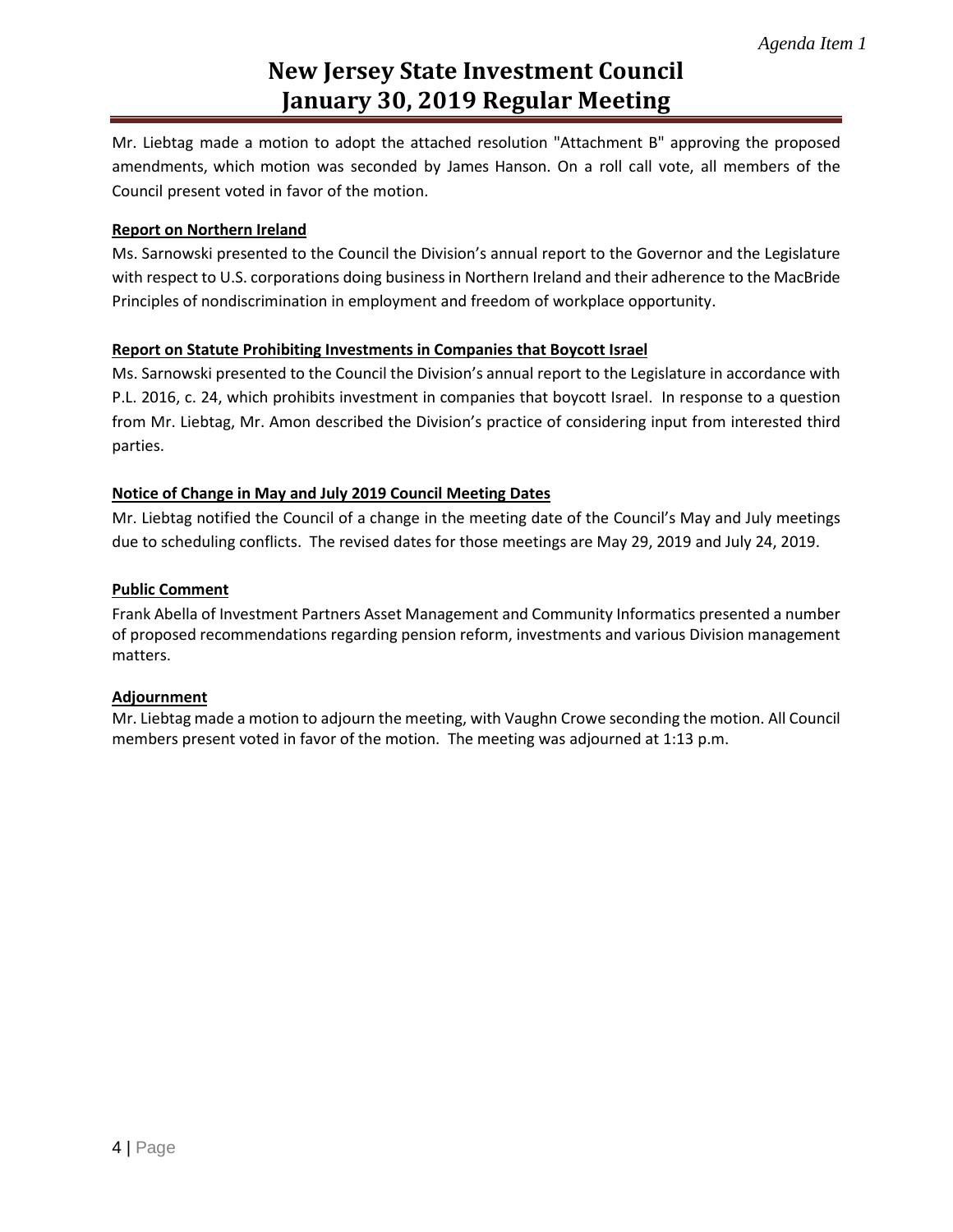Mr. Liebtag made a motion to adopt the attached resolution "Attachment B" approving the proposed amendments, which motion was seconded by James Hanson. On a roll call vote, all members of the Council present voted in favor of the motion.

**Report on Northern Ireland**

Ms. Sarnowski presented to the Council the Division's annual report to the Governor and the Legislature with respect to U.S. corporations doing business in Northern Ireland and their adherence to the MacBride Principles of nondiscrimination in employment and freedom of workplace opportunity.

**Report on Statute Prohibiting Investments in Companies that Boycott Israel**

Ms. Sarnowski presented to the Council the Division's annual report to the Legislature in accordance with P.L. 2016, c. 24, which prohibits investment in companies that boycott Israel. In response to a question from Mr. Liebtag, Mr. Amon described the Division's practice of considering input from interested third parties.

**Notice of Change in May and July 2019 Council Meeting Dates**

Mr. Liebtag notified the Council of a change in the meeting date of the Council's May and July meetings due to scheduling conflicts. The revised dates for those meetings are May 29, 2019 and July 24, 2019.

**Public Comment**

Frank Abella of Investment Partners Asset Management and Community Informatics presented a number of proposed recommendations regarding pension reform, investments and various Division management matters.

**Adjournment**

Mr. Liebtag made a motion to adjourn the meeting, with Vaughn Crowe seconding the motion. All Council members present voted in favor of the motion. The meeting was adjourned at 1:13 p.m.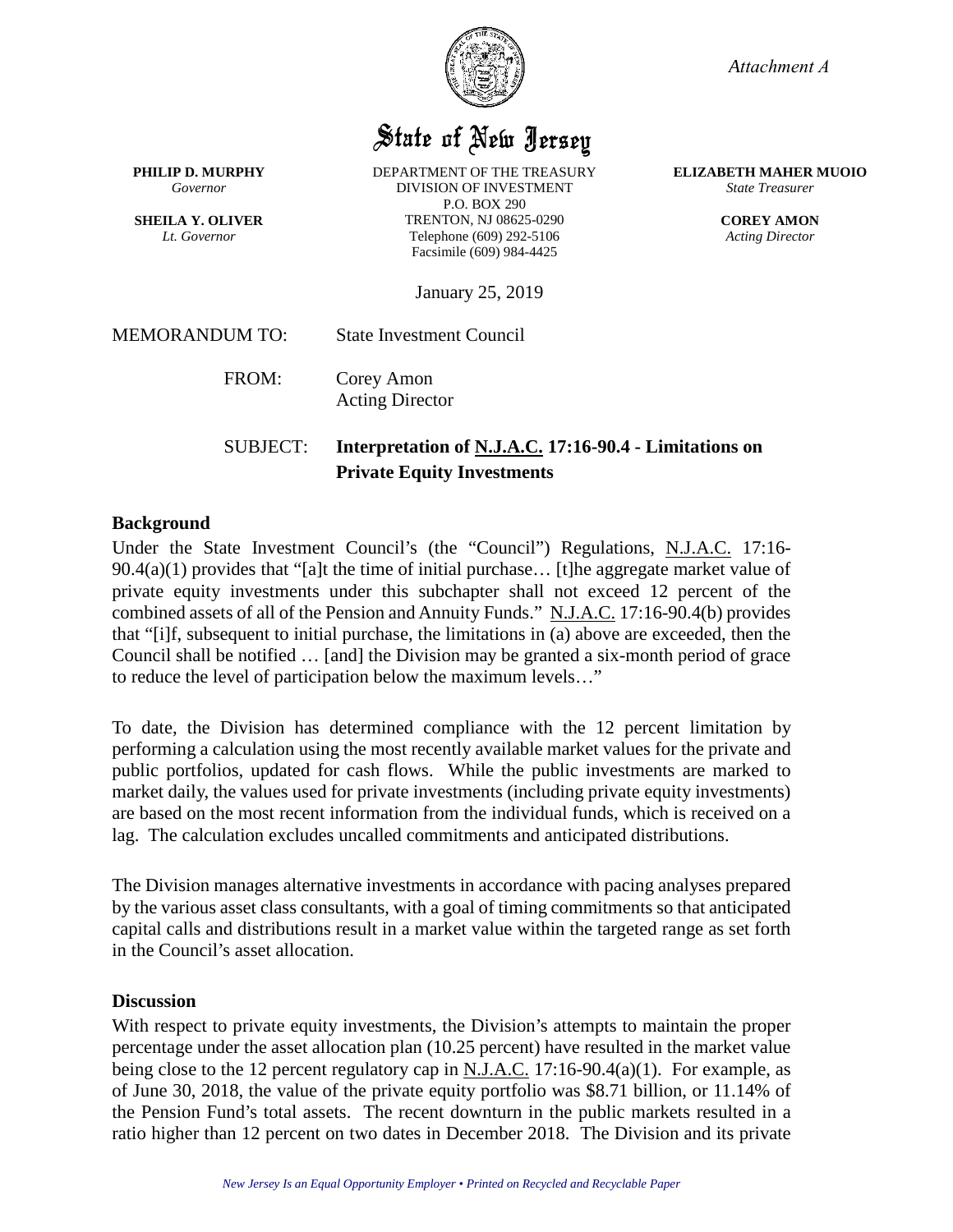*Attachment A*

# State of New Jersey

**PHILIP D. MURPHY**
*Governor*

**SHEILA Y. OLIVER**
*Lt. Governor*

DEPARTMENT OF THE TREASURY
DIVISION OF INVESTMENT
P.O. BOX 290
TRENTON, NJ 08625-0290
Telephone (609) 292-5106
Facsimile (609) 984-4425

**ELIZABETH MAHER MUOIO**
*State Treasurer*

**COREY AMON**
*Acting Director*

January 25, 2019

MEMORANDUM TO: State Investment Council

FROM: Corey Amon
Acting Director

SUBJECT: **Interpretation of N.J.A.C. 17:16-90.4 - Limitations on Private Equity Investments**

## Background

Under the State Investment Council's (the "Council") Regulations, N.J.A.C. 17:16-90.4(a)(1) provides that "[a]t the time of initial purchase… [t]he aggregate market value of private equity investments under this subchapter shall not exceed 12 percent of the combined assets of all of the Pension and Annuity Funds." N.J.A.C. 17:16-90.4(b) provides that "[i]f, subsequent to initial purchase, the limitations in (a) above are exceeded, then the Council shall be notified … [and] the Division may be granted a six-month period of grace to reduce the level of participation below the maximum levels…"

To date, the Division has determined compliance with the 12 percent limitation by performing a calculation using the most recently available market values for the private and public portfolios, updated for cash flows. While the public investments are marked to market daily, the values used for private investments (including private equity investments) are based on the most recent information from the individual funds, which is received on a lag. The calculation excludes uncalled commitments and anticipated distributions.

The Division manages alternative investments in accordance with pacing analyses prepared by the various asset class consultants, with a goal of timing commitments so that anticipated capital calls and distributions result in a market value within the targeted range as set forth in the Council's asset allocation.

## Discussion

With respect to private equity investments, the Division's attempts to maintain the proper percentage under the asset allocation plan (10.25 percent) have resulted in the market value being close to the 12 percent regulatory cap in N.J.A.C. 17:16-90.4(a)(1). For example, as of June 30, 2018, the value of the private equity portfolio was $8.71 billion, or 11.14% of the Pension Fund's total assets. The recent downturn in the public markets resulted in a ratio higher than 12 percent on two dates in December 2018. The Division and its private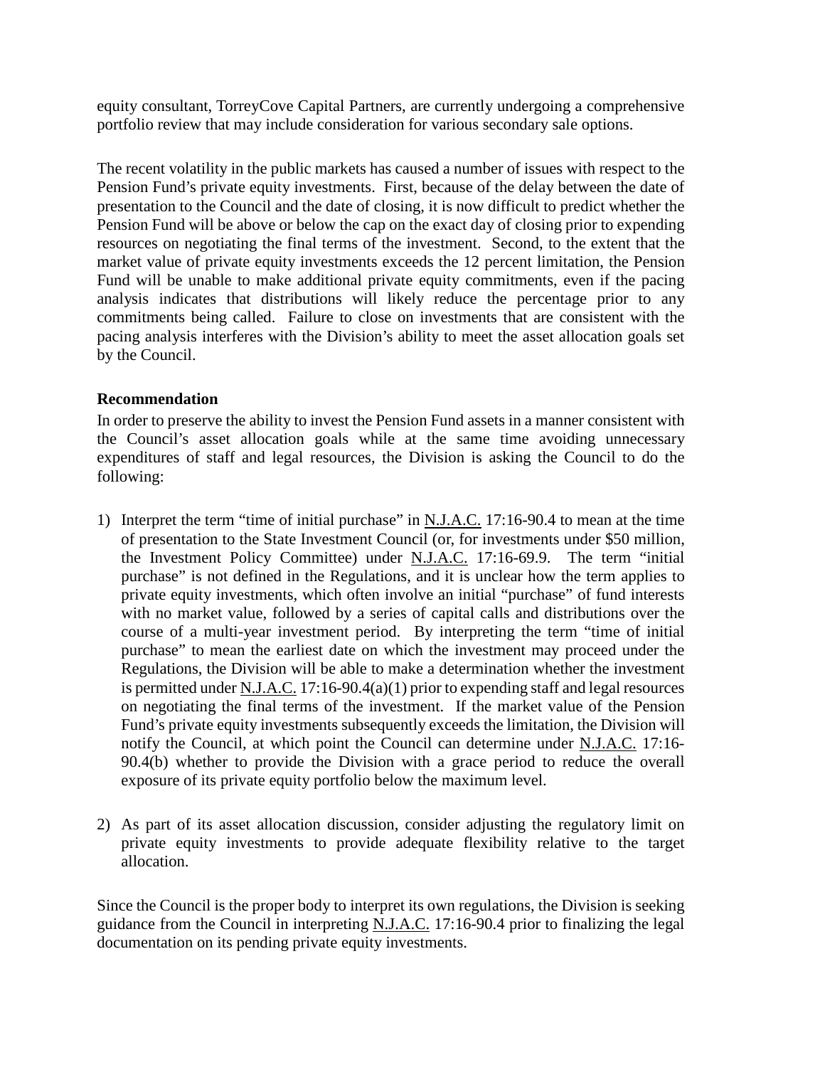equity consultant, TorreyCove Capital Partners, are currently undergoing a comprehensive portfolio review that may include consideration for various secondary sale options.

The recent volatility in the public markets has caused a number of issues with respect to the Pension Fund's private equity investments. First, because of the delay between the date of presentation to the Council and the date of closing, it is now difficult to predict whether the Pension Fund will be above or below the cap on the exact day of closing prior to expending resources on negotiating the final terms of the investment. Second, to the extent that the market value of private equity investments exceeds the 12 percent limitation, the Pension Fund will be unable to make additional private equity commitments, even if the pacing analysis indicates that distributions will likely reduce the percentage prior to any commitments being called. Failure to close on investments that are consistent with the pacing analysis interferes with the Division's ability to meet the asset allocation goals set by the Council.

**Recommendation**

In order to preserve the ability to invest the Pension Fund assets in a manner consistent with the Council's asset allocation goals while at the same time avoiding unnecessary expenditures of staff and legal resources, the Division is asking the Council to do the following:

1) Interpret the term "time of initial purchase" in N.J.A.C. 17:16-90.4 to mean at the time of presentation to the State Investment Council (or, for investments under $50 million, the Investment Policy Committee) under N.J.A.C. 17:16-69.9. The term "initial purchase" is not defined in the Regulations, and it is unclear how the term applies to private equity investments, which often involve an initial "purchase" of fund interests with no market value, followed by a series of capital calls and distributions over the course of a multi-year investment period. By interpreting the term "time of initial purchase" to mean the earliest date on which the investment may proceed under the Regulations, the Division will be able to make a determination whether the investment is permitted under N.J.A.C. 17:16-90.4(a)(1) prior to expending staff and legal resources on negotiating the final terms of the investment. If the market value of the Pension Fund's private equity investments subsequently exceeds the limitation, the Division will notify the Council, at which point the Council can determine under N.J.A.C. 17:16-90.4(b) whether to provide the Division with a grace period to reduce the overall exposure of its private equity portfolio below the maximum level.

2) As part of its asset allocation discussion, consider adjusting the regulatory limit on private equity investments to provide adequate flexibility relative to the target allocation.

Since the Council is the proper body to interpret its own regulations, the Division is seeking guidance from the Council in interpreting N.J.A.C. 17:16-90.4 prior to finalizing the legal documentation on its pending private equity investments.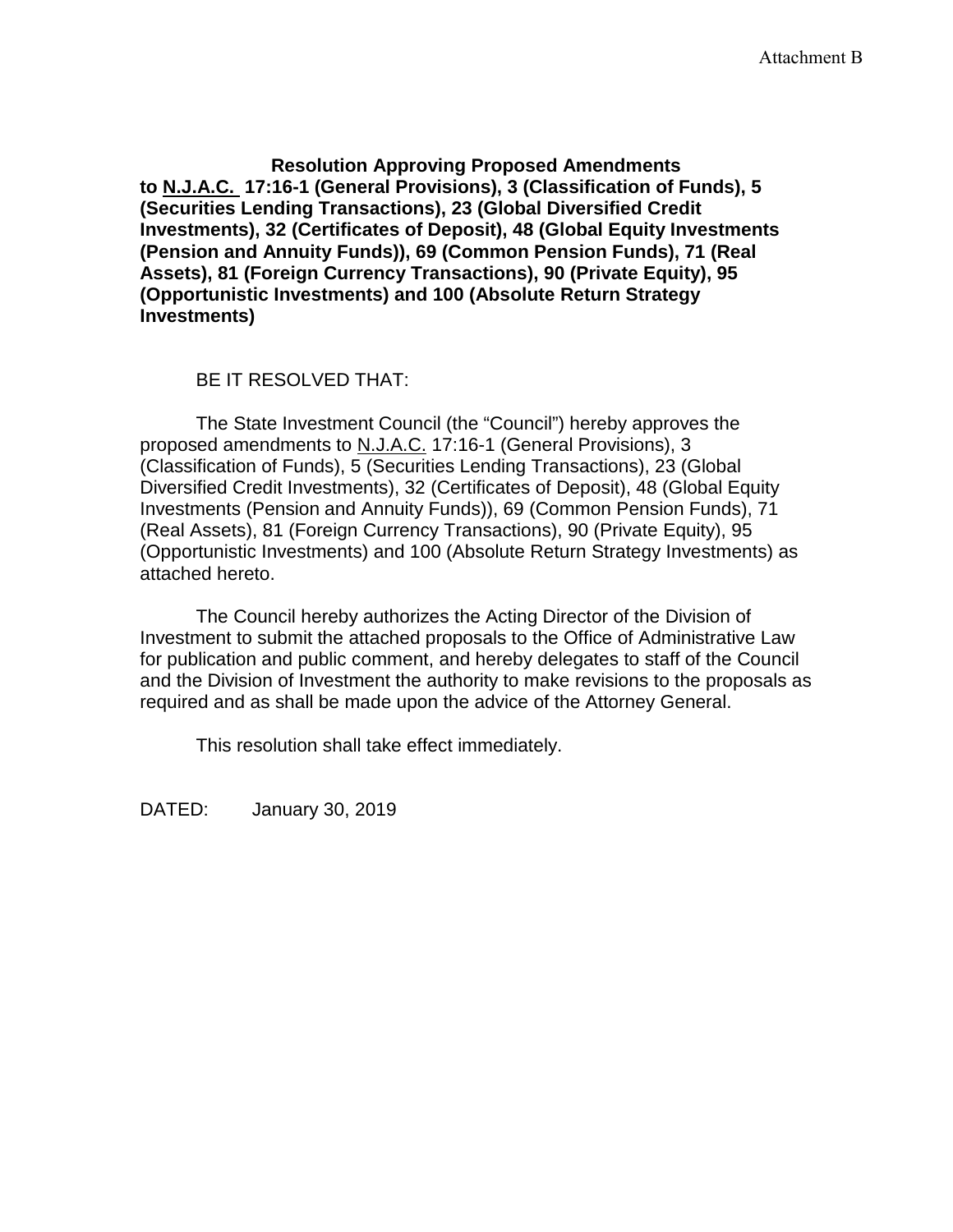Attachment B

**Resolution Approving Proposed Amendments to N.J.A.C. 17:16-1 (General Provisions), 3 (Classification of Funds), 5 (Securities Lending Transactions), 23 (Global Diversified Credit Investments), 32 (Certificates of Deposit), 48 (Global Equity Investments (Pension and Annuity Funds)), 69 (Common Pension Funds), 71 (Real Assets), 81 (Foreign Currency Transactions), 90 (Private Equity), 95 (Opportunistic Investments) and 100 (Absolute Return Strategy Investments)**

BE IT RESOLVED THAT:

The State Investment Council (the "Council") hereby approves the proposed amendments to N.J.A.C. 17:16-1 (General Provisions), 3 (Classification of Funds), 5 (Securities Lending Transactions), 23 (Global Diversified Credit Investments), 32 (Certificates of Deposit), 48 (Global Equity Investments (Pension and Annuity Funds)), 69 (Common Pension Funds), 71 (Real Assets), 81 (Foreign Currency Transactions), 90 (Private Equity), 95 (Opportunistic Investments) and 100 (Absolute Return Strategy Investments) as attached hereto.

The Council hereby authorizes the Acting Director of the Division of Investment to submit the attached proposals to the Office of Administrative Law for publication and public comment, and hereby delegates to staff of the Council and the Division of Investment the authority to make revisions to the proposals as required and as shall be made upon the advice of the Attorney General.

This resolution shall take effect immediately.

DATED: January 30, 2019